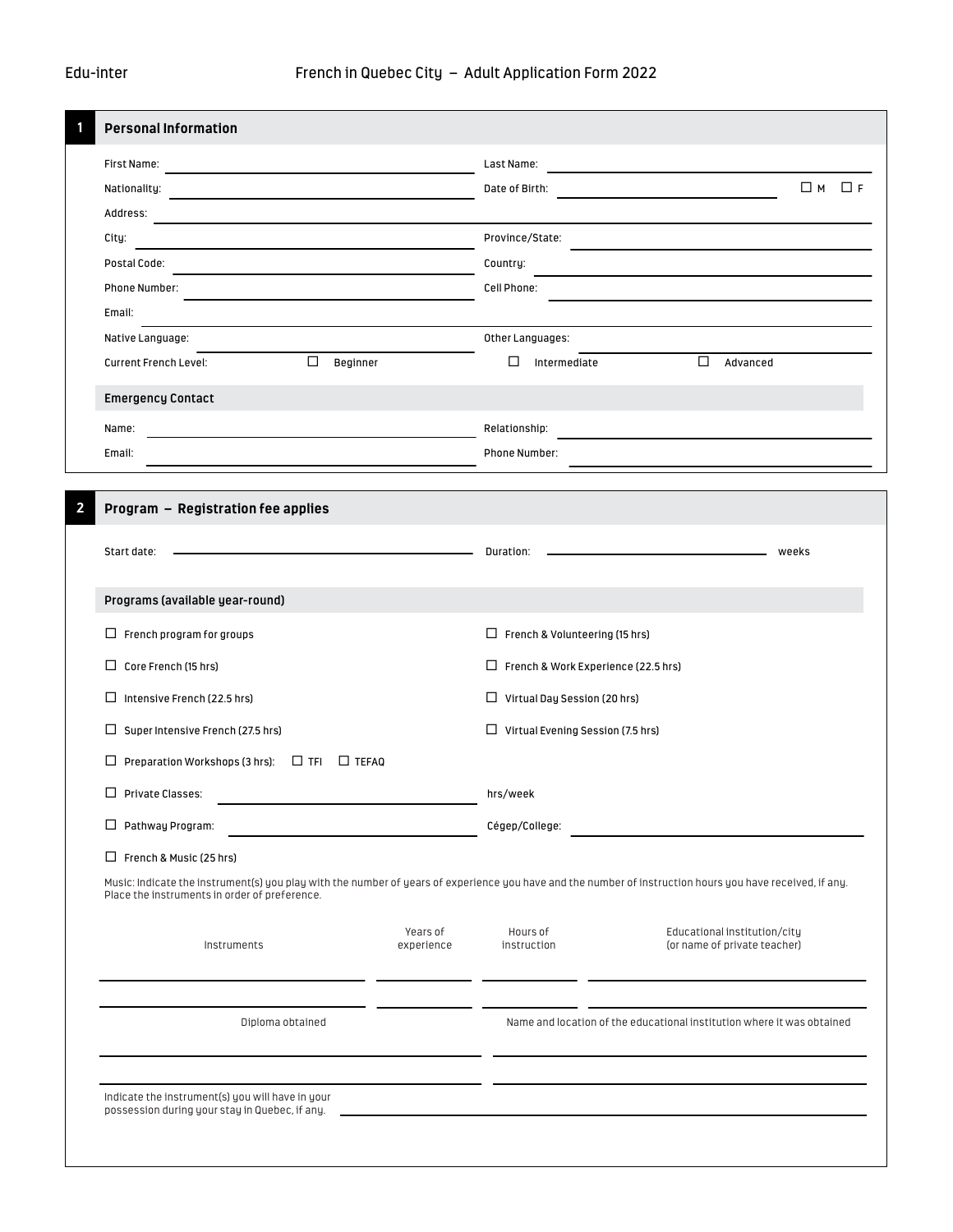Edu-inter — French in Quebec City – Adult Application Form 2022

## 1 Personal Information

First Name: ______________________ Last Name: ______________________

Nationality: ______________________ Date of Birth: ______________________ ☐ M ☐ F

Address: ______________________

City: ______________________ Province/State: ______________________

Postal Code: ______________________ Country: ______________________

Phone Number: ______________________ Cell Phone: ______________________

Email: ______________________

Native Language: ______________________ Other Languages: ______________________

Current French Level: ☐ Beginner ☐ Intermediate ☐ Advanced

### Emergency Contact

Name: ______________________ Relationship: ______________________

Email: ______________________ Phone Number: ______________________

## 2 Program – Registration fee applies

Start date: ______________________ Duration: ______________________ weeks

### Programs (available year-round)

- ☐ French program for groups
- ☐ Core French (15 hrs)
- ☐ Intensive French (22.5 hrs)
- ☐ Super Intensive French (27.5 hrs)
- ☐ Preparation Workshops (3 hrs): ☐ TFI ☐ TEFAQ
- ☐ Private Classes: ______________________ hrs/week
- ☐ Pathway Program: ______________________ Cégep/College: ______________________
- ☐ French & Music (25 hrs)
- ☐ French & Volunteering (15 hrs)
- ☐ French & Work Experience (22.5 hrs)
- ☐ Virtual Day Session (20 hrs)
- ☐ Virtual Evening Session (7.5 hrs)

Music: Indicate the instrument(s) you play with the number of years of experience you have and the number of instruction hours you have received, if any. Place the instruments in order of preference.

| Instruments | Years of experience | Hours of instruction | Educational institution/city (or name of private teacher) |
|---|---|---|---|
| | | | |
| | | | |

| Diploma obtained | Name and location of the educational institution where it was obtained |
|---|---|
| | |
| | |

Indicate the instrument(s) you will have in your possession during your stay in Quebec, if any. ______________________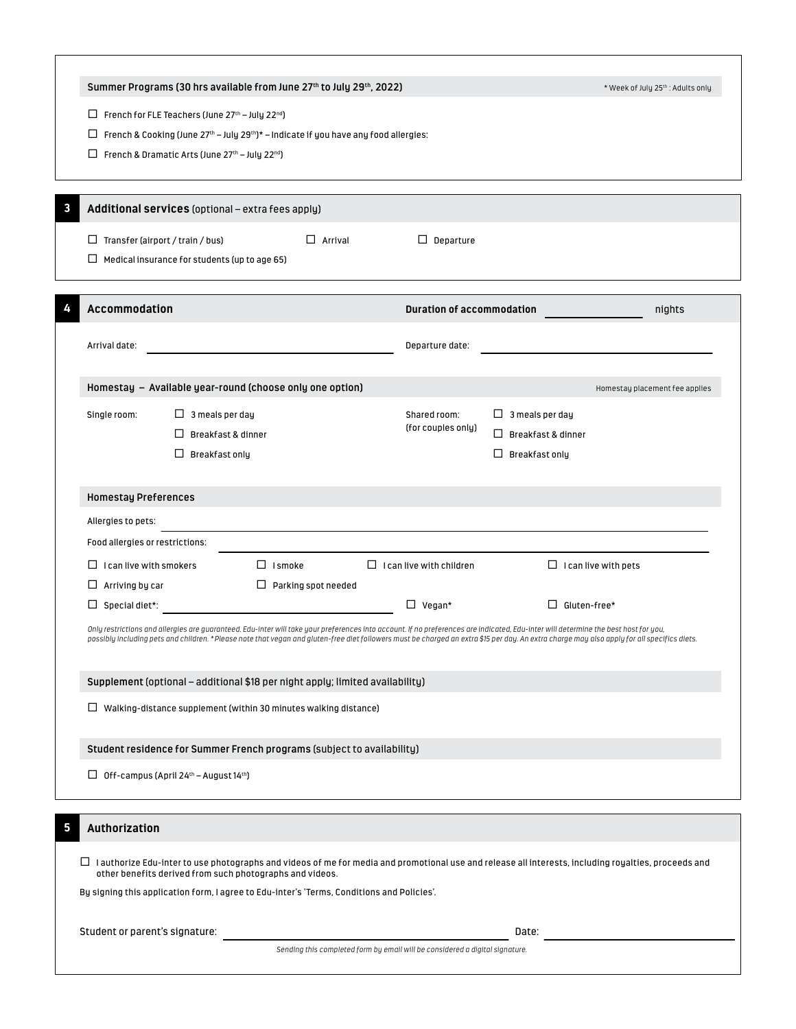**Summer Programs (30 hrs available from June 27th to July 29th, 2022)**

\* Week of July 25th : Adults only

- ☐ French for FLE Teachers (June 27th – July 22nd)
- ☐ French & Cooking (June 27th – July 29th)* – Indicate if you have any food allergies:
- ☐ French & Dramatic Arts (June 27th – July 22nd)

## 3 Additional services (optional – extra fees apply)

- ☐ Transfer (airport / train / bus) ☐ Arrival ☐ Departure
- ☐ Medical insurance for students (up to age 65)

## 4 Accommodation

**Duration of accommodation** ______________ nights

Arrival date: ______________________ Departure date: ______________________

### Homestay – Available year-round (choose only one option)

Homestay placement fee applies

| Single room: | | Shared room: (for couples only) | |
|---|---|---|---|
| | ☐ 3 meals per day | | ☐ 3 meals per day |
| | ☐ Breakfast & dinner | | ☐ Breakfast & dinner |
| | ☐ Breakfast only | | ☐ Breakfast only |

### Homestay Preferences

Allergies to pets: ______________________

Food allergies or restrictions: ______________________

- ☐ I can live with smokers ☐ I smoke ☐ I can live with children ☐ I can live with pets
- ☐ Arriving by car ☐ Parking spot needed
- ☐ Special diet*: ______________ ☐ Vegan* ☐ Gluten-free*

*Only restrictions and allergies are guaranteed. Edu-inter will take your preferences into account. If no preferences are indicated, Edu-inter will determine the best host for you, possibly including pets and children. *Please note that vegan and gluten-free diet followers must be charged an extra $15 per day. An extra charge may also apply for all specifics diets.*

### Supplement (optional – additional $18 per night apply; limited availability)

- ☐ Walking-distance supplement (within 30 minutes walking distance)

### Student residence for Summer French programs (subject to availability)

- ☐ Off-campus (April 24th – August 14th)

## 5 Authorization

☐ I authorize Edu-inter to use photographs and videos of me for media and promotional use and release all interests, including royalties, proceeds and other benefits derived from such photographs and videos.

By signing this application form, I agree to Edu-inter's 'Terms, Conditions and Policies'.

Student or parent's signature: ______________________ Date: ______________

*Sending this completed form by email will be considered a digital signature.*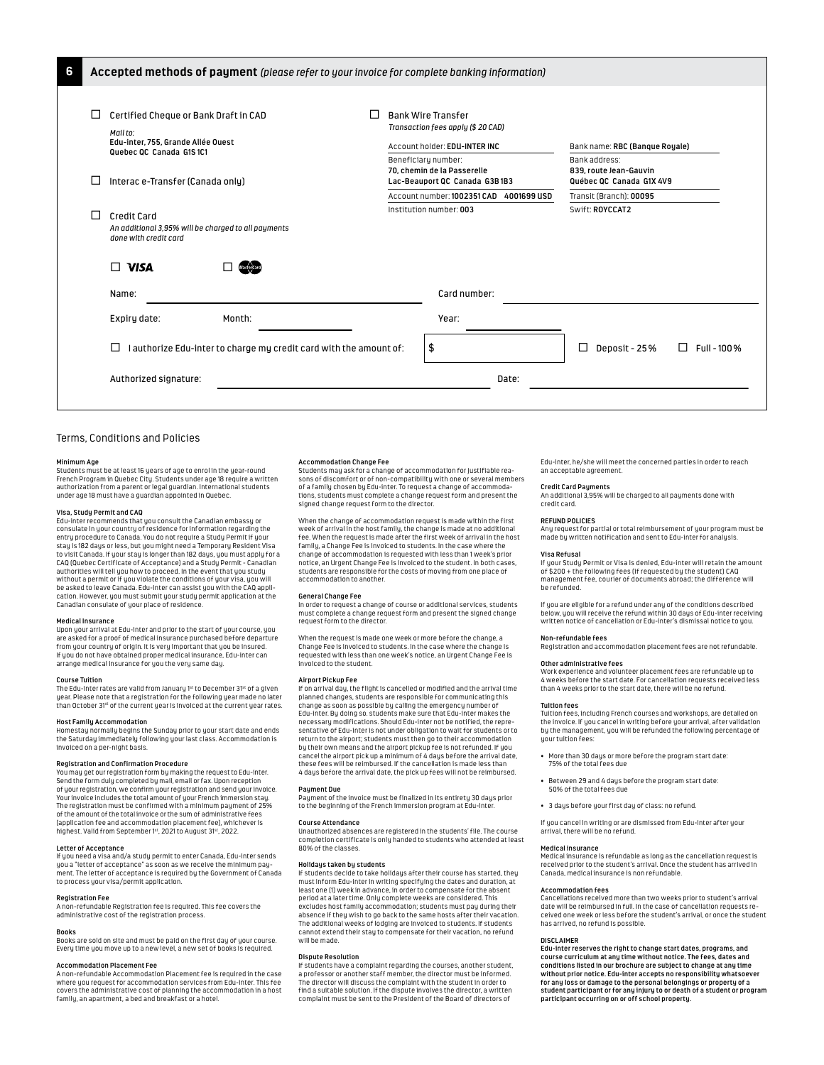## 6 Accepted methods of payment *(please refer to your invoice for complete banking information)*

☐ Certified Cheque or Bank Draft in CAD

*Mail to:*
**Edu-inter, 755, Grande Allée Ouest**
**Quebec QC Canada G1S 1C1**

☐ Interac e-Transfer (Canada only)

☐ Credit Card
*An additional 3,95% will be charged to all payments done with credit card*

☐ Bank Wire Transfer
*Transaction fees apply ($ 20 CAD)*

| | |
|---|---|
| Account holder: **EDU-INTER INC** | Bank name: **RBC (Banque Royale)** |
| Beneficiary number: **70, chemin de la Passerelle Lac-Beauport QC Canada G3B 1B3** | Bank address: **839, route Jean-Gauvin Québec QC Canada G1X 4V9** |
| Account number: **1002351 CAD 4001699 USD** | Transit (Branch): **00095** |
| Institution number: **003** | Swift: **ROYCCAT2** |

☐ VISA ☐ MasterCard

Name: ____________ Card number: ____________

Expiry date: Month: ____________ Year: ____________

☐ I authorize Edu-inter to charge my credit card with the amount of: $ ____________ ☐ Deposit - 25% ☐ Full - 100%

Authorized signature: ____________ Date: ____________

## Terms, Conditions and Policies

**Minimum Age**
Students must be at least 16 years of age to enrol in the year-round French Program in Quebec City. Students under age 18 require a written authorization from a parent or legal guardian. International students under age 18 must have a guardian appointed in Quebec.

**Visa, Study Permit and CAQ**
Edu-inter recommends that you consult the Canadian embassy or consulate in your country of residence for information regarding the entry procedure to Canada. You do not require a Study Permit if your stay is 182 days or less, but you might need a Temporary Resident Visa to visit Canada. If your stay is longer than 182 days, you must apply for a CAQ (Quebec Certificate of Acceptance) and a Study Permit - Canadian authorities will tell you how to proceed. In the event that you study without a permit or if you violate the conditions of your visa, you will be asked to leave Canada. Edu-inter can assist you with the CAQ application. However, you must submit your study permit application at the Canadian consulate of your place of residence.

**Medical Insurance**
Upon your arrival at Edu-inter and prior to the start of your course, you are asked for a proof of medical insurance purchased before departure from your country of origin. It is very important that you be insured. If you do not have obtained proper medical insurance, Edu-inter can arrange medical insurance for you the very same day.

**Course Tuition**
The Edu-inter rates are valid from January 1st to December 31st of a given year. Please note that a registration for the following year made no later than October 31st of the current year is invoiced at the current year rates.

**Host Family Accommodation**
Homestay normally begins the Sunday prior to your start date and ends the Saturday immediately following your last class. Accommodation is invoiced on a per-night basis.

**Registration and Confirmation Procedure**
You may get our registration form by making the request to Edu-inter. Send the form duly completed by mail, email or fax. Upon reception of your registration, we confirm your registration and send your invoice. Your invoice includes the total amount of your French immersion stay. The registration must be confirmed with a minimum payment of 25% of the amount of the total invoice or the sum of administrative fees (application fee and accommodation placement fee), whichever is highest. Valid from September 1st, 2021 to August 31st, 2022.

**Letter of Acceptance**
If you need a visa and/a study permit to enter Canada, Edu-inter sends you a "letter of acceptance" as soon as we receive the minimum payment. The letter of acceptance is required by the Government of Canada to process your visa/permit application.

**Registration Fee**
A non-refundable Registration fee is required. This fee covers the administrative cost of the registration process.

**Books**
Books are sold on site and must be paid on the first day of your course. Every time you move up to a new level, a new set of books is required.

**Accommodation Placement Fee**
A non-refundable Accommodation Placement fee is required in the case where you request for accommodation services from Edu-inter. This fee covers the administrative cost of planning the accommodation in a host family, an apartment, a bed and breakfast or a hotel.

**Accommodation Change Fee**
Students may ask for a change of accommodation for justifiable reasons of discomfort or of non-compatibility with one or several members of a family chosen by Edu-inter. To request a change of accommodations, students must complete a change request form and present the signed change request form to the director.

When the change of accommodation request is made within the first week of arrival in the host family, the change is made at no additional fee. When the request is made after the first week of arrival in the host family, a Change Fee is invoiced to students. In the case where the change of accommodation is requested with less than 1 week's prior notice, an Urgent Change Fee is invoiced to the student. In both cases, students are responsible for the costs of moving from one place of accommodation to another.

**General Change Fee**
In order to request a change of course or additional services, students must complete a change request form and present the signed change request form to the director.

When the request is made one week or more before the change, a Change Fee is invoiced to students. In the case where the change is requested with less than one week's notice, an Urgent Change Fee is invoiced to the student.

**Airport Pickup Fee**
If on arrival day, the flight is cancelled or modified and the arrival time planned changes, students are responsible for communicating this change as soon as possible by calling the emergency number of Edu-inter. By doing so, students make sure that Edu-inter makes the necessary modifications. Should Edu-inter not be notified, the representative of Edu-inter is not under obligation to wait for students or to return to the airport; students must then go to their accommodation by their own means and the airport pickup fee is not refunded. If you cancel the airport pick up a minimum of 4 days before the arrival date, these fees will be reimbursed. If the cancellation is made less than 4 days before the arrival date, the pick up fees will not be reimbursed.

**Payment Due**
Payment of the invoice must be finalized in its entirety 30 days prior to the beginning of the French immersion program at Edu-inter.

**Course Attendance**
Unauthorized absences are registered in the students' file. The course completion certificate is only handed to students who attended at least 80% of the classes.

**Holidays taken by students**
If students decide to take holidays after their course has started, they must inform Edu-inter in writing specifying the dates and duration, at least one (1) week in advance, in order to compensate for the absent period at a later time. Only complete weeks are considered. This excludes host family accommodation; students must pay during their absence if they wish to go back to the same hosts after their vacation. The additional weeks of lodging are invoiced to students. If students cannot extend their stay to compensate for their vacation, no refund will be made.

**Dispute Resolution**
If students have a complaint regarding the courses, another student, a professor or another staff member, the director must be informed. The director will discuss the complaint with the student in order to find a suitable solution. If the dispute involves the director, a written complaint must be sent to the President of the Board of directors of Edu-inter, he/she will meet the concerned parties in order to reach an acceptable agreement.

**Credit Card Payments**
An additional 3,95% will be charged to all payments done with credit card.

**REFUND POLICIES**
Any request for partial or total reimbursement of your program must be made by written notification and sent to Edu-inter for analysis.

**Visa Refusal**
If your Study Permit or Visa is denied, Edu-inter will retain the amount of $200 + the following fees (if requested by the student) CAQ management fee, courier of documents abroad; the difference will be refunded.

If you are eligible for a refund under any of the conditions described below, you will receive the refund within 30 days of Edu-inter receiving written notice of cancellation or Edu-inter's dismissal notice to you.

**Non-refundable fees**
Registration and accommodation placement fees are not refundable.

**Other administrative fees**
Work experience and volunteer placement fees are refundable up to 4 weeks before the start date. For cancellation requests received less than 4 weeks prior to the start date, there will be no refund.

**Tuition fees**
Tuition fees, including French courses and workshops, are detailed on the invoice. If you cancel in writing before your arrival, after validation by the management, you will be refunded the following percentage of your tuition fees:

- More than 30 days or more before the program start date: 75% of the total fees due
- Between 29 and 4 days before the program start date: 50% of the total fees due
- 3 days before your first day of class: no refund.

If you cancel in writing or are dismissed from Edu-inter after your arrival, there will be no refund.

**Medical insurance**
Medical insurance is refundable as long as the cancellation request is received prior to the student's arrival. Once the student has arrived in Canada, medical insurance is non refundable.

**Accommodation fees**
Cancellations received more than two weeks prior to student's arrival date will be reimbursed in full. In the case of cancellation requests received one week or less before the student's arrival, or once the student has arrived, no refund is possible.

**DISCLAIMER**
**Edu-inter reserves the right to change start dates, programs, and course curriculum at any time without notice. The fees, dates and conditions listed in our brochure are subject to change at any time without prior notice. Edu-inter accepts no responsibility whatsoever for any loss or damage to the personal belongings or property of a student participant or for any injury to or death of a student or program participant occurring on or off school property.**